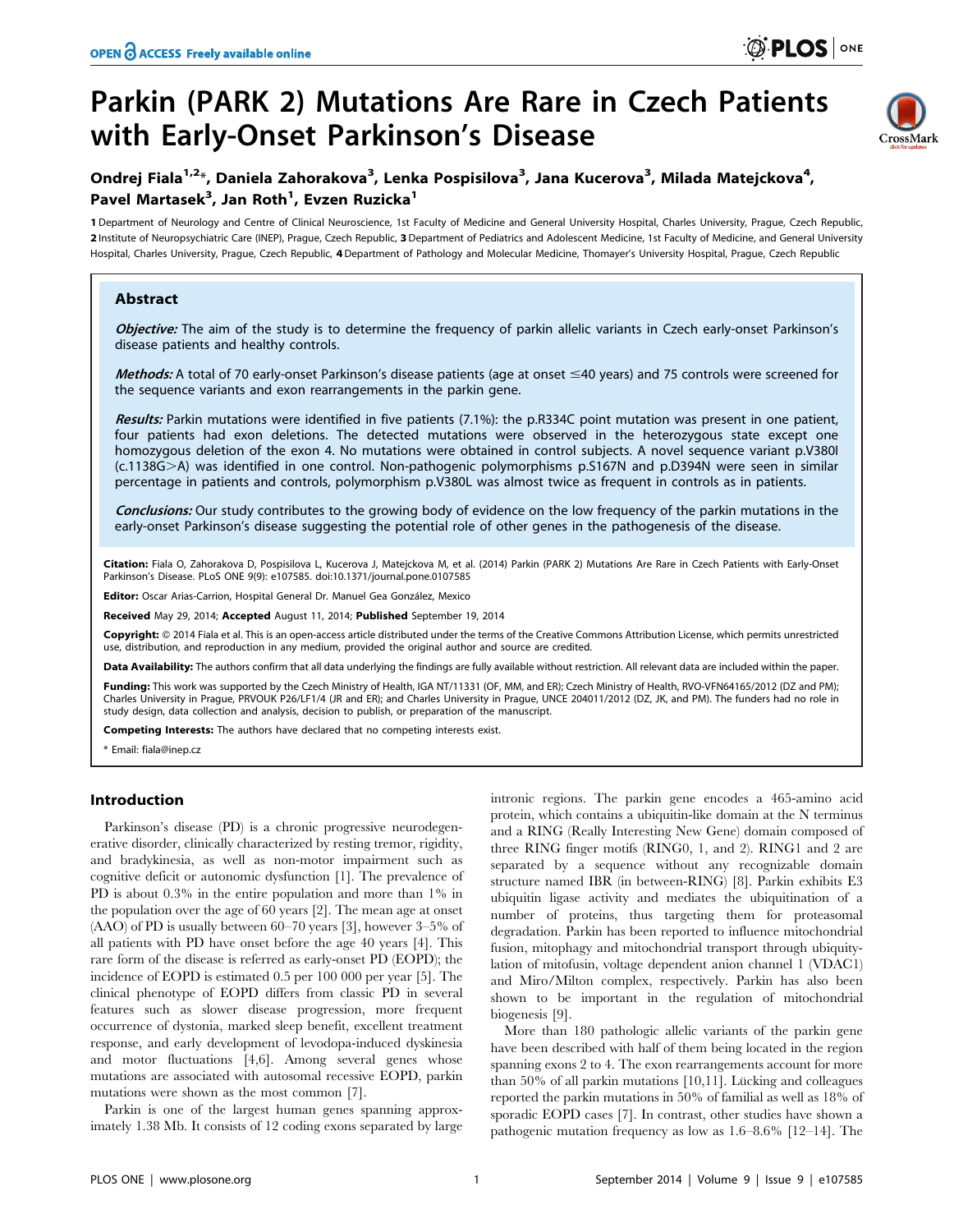# Parkin (PARK 2) Mutations Are Rare in Czech Patients with Early-Onset Parkinson's Disease

Ondrej Fiala[1,2]*, Daniela Zahorakova[3], Lenka Pospisilova[3], Jana Kucerova[3], Milada Matejckova[4], Pavel Martasek[3], Jan Roth[1], Evzen Ruzicka[1]

1 Department of Neurology and Centre of Clinical Neuroscience, 1st Faculty of Medicine and General University Hospital, Charles University, Prague, Czech Republic, 2 Institute of Neuropsychiatric Care (INEP), Prague, Czech Republic, 3 Department of Pediatrics and Adolescent Medicine, 1st Faculty of Medicine, and General University Hospital, Charles University, Prague, Czech Republic, 4 Department of Pathology and Molecular Medicine, Thomayer's University Hospital, Prague, Czech Republic

## Abstract

***Objective:*** The aim of the study is to determine the frequency of parkin allelic variants in Czech early-onset Parkinson's disease patients and healthy controls.

***Methods:*** A total of 70 early-onset Parkinson's disease patients (age at onset ≤40 years) and 75 controls were screened for the sequence variants and exon rearrangements in the parkin gene.

***Results:*** Parkin mutations were identified in five patients (7.1%): the p.R334C point mutation was present in one patient, four patients had exon deletions. The detected mutations were observed in the heterozygous state except one homozygous deletion of the exon 4. No mutations were obtained in control subjects. A novel sequence variant p.V380I (c.1138G>A) was identified in one control. Non-pathogenic polymorphisms p.S167N and p.D394N were seen in similar percentage in patients and controls, polymorphism p.V380L was almost twice as frequent in controls as in patients.

***Conclusions:*** Our study contributes to the growing body of evidence on the low frequency of the parkin mutations in the early-onset Parkinson's disease suggesting the potential role of other genes in the pathogenesis of the disease.

**Citation:** Fiala O, Zahorakova D, Pospisilova L, Kucerova J, Matejckova M, et al. (2014) Parkin (PARK 2) Mutations Are Rare in Czech Patients with Early-Onset Parkinson's Disease. PLoS ONE 9(9): e107585. doi:10.1371/journal.pone.0107585

**Editor:** Oscar Arias-Carrion, Hospital General Dr. Manuel Gea González, Mexico

**Received** May 29, 2014; **Accepted** August 11, 2014; **Published** September 19, 2014

**Copyright:** © 2014 Fiala et al. This is an open-access article distributed under the terms of the Creative Commons Attribution License, which permits unrestricted use, distribution, and reproduction in any medium, provided the original author and source are credited.

**Data Availability:** The authors confirm that all data underlying the findings are fully available without restriction. All relevant data are included within the paper.

**Funding:** This work was supported by the Czech Ministry of Health, IGA NT/11331 (OF, MM, and ER); Czech Ministry of Health, RVO-VFN64165/2012 (DZ and PM); Charles University in Prague, PRVOUK P26/LF1/4 (JR and ER); and Charles University in Prague, UNCE 204011/2012 (DZ, JK, and PM). The funders had no role in study design, data collection and analysis, decision to publish, or preparation of the manuscript.

**Competing Interests:** The authors have declared that no competing interests exist.

\* Email: fiala@inep.cz

## Introduction

Parkinson's disease (PD) is a chronic progressive neurodegenerative disorder, clinically characterized by resting tremor, rigidity, and bradykinesia, as well as non-motor impairment such as cognitive deficit or autonomic dysfunction [1]. The prevalence of PD is about 0.3% in the entire population and more than 1% in the population over the age of 60 years [2]. The mean age at onset (AAO) of PD is usually between 60–70 years [3], however 3–5% of all patients with PD have onset before the age 40 years [4]. This rare form of the disease is referred as early-onset PD (EOPD); the incidence of EOPD is estimated 0.5 per 100 000 per year [5]. The clinical phenotype of EOPD differs from classic PD in several features such as slower disease progression, more frequent occurrence of dystonia, marked sleep benefit, excellent treatment response, and early development of levodopa-induced dyskinesia and motor fluctuations [4,6]. Among several genes whose mutations are associated with autosomal recessive EOPD, parkin mutations were shown as the most common [7].

Parkin is one of the largest human genes spanning approximately 1.38 Mb. It consists of 12 coding exons separated by large intronic regions. The parkin gene encodes a 465-amino acid protein, which contains a ubiquitin-like domain at the N terminus and a RING (Really Interesting New Gene) domain composed of three RING finger motifs (RING0, 1, and 2). RING1 and 2 are separated by a sequence without any recognizable domain structure named IBR (in between-RING) [8]. Parkin exhibits E3 ubiquitin ligase activity and mediates the ubiquitination of a number of proteins, thus targeting them for proteasomal degradation. Parkin has been reported to influence mitochondrial fusion, mitophagy and mitochondrial transport through ubiquitylation of mitofusin, voltage dependent anion channel 1 (VDAC1) and Miro/Milton complex, respectively. Parkin has also been shown to be important in the regulation of mitochondrial biogenesis [9].

More than 180 pathologic allelic variants of the parkin gene have been described with half of them being located in the region spanning exons 2 to 4. The exon rearrangements account for more than 50% of all parkin mutations [10,11]. Lücking and colleagues reported the parkin mutations in 50% of familial as well as 18% of sporadic EOPD cases [7]. In contrast, other studies have shown a pathogenic mutation frequency as low as 1.6–8.6% [12–14]. The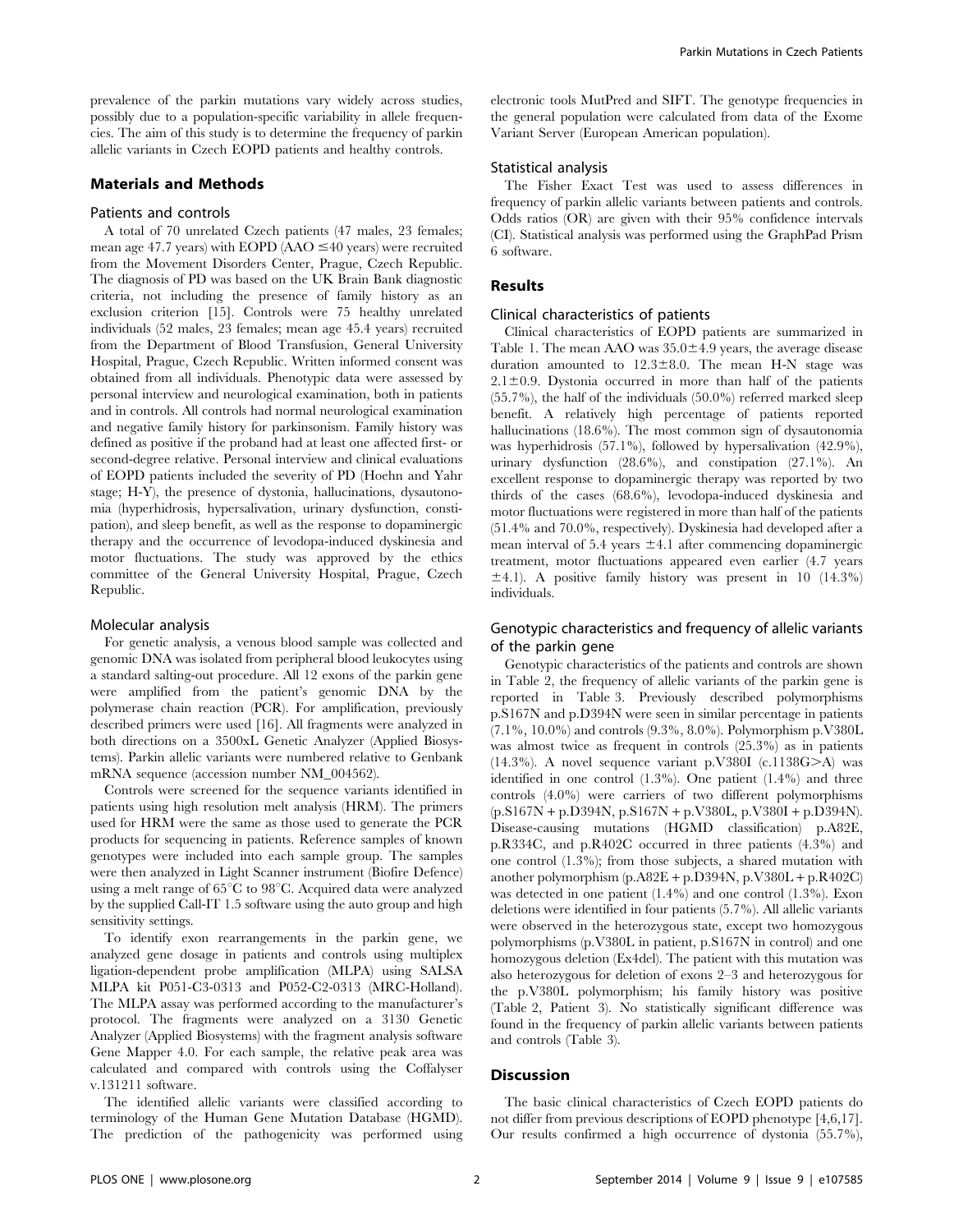prevalence of the parkin mutations vary widely across studies, possibly due to a population-specific variability in allele frequencies. The aim of this study is to determine the frequency of parkin allelic variants in Czech EOPD patients and healthy controls.

## Materials and Methods

### Patients and controls

A total of 70 unrelated Czech patients (47 males, 23 females; mean age 47.7 years) with EOPD (AAO ≤40 years) were recruited from the Movement Disorders Center, Prague, Czech Republic. The diagnosis of PD was based on the UK Brain Bank diagnostic criteria, not including the presence of family history as an exclusion criterion [15]. Controls were 75 healthy unrelated individuals (52 males, 23 females; mean age 45.4 years) recruited from the Department of Blood Transfusion, General University Hospital, Prague, Czech Republic. Written informed consent was obtained from all individuals. Phenotypic data were assessed by personal interview and neurological examination, both in patients and in controls. All controls had normal neurological examination and negative family history for parkinsonism. Family history was defined as positive if the proband had at least one affected first- or second-degree relative. Personal interview and clinical evaluations of EOPD patients included the severity of PD (Hoehn and Yahr stage; H-Y), the presence of dystonia, hallucinations, dysautonomia (hyperhidrosis, hypersalivation, urinary dysfunction, constipation), and sleep benefit, as well as the response to dopaminergic therapy and the occurrence of levodopa-induced dyskinesia and motor fluctuations. The study was approved by the ethics committee of the General University Hospital, Prague, Czech Republic.

### Molecular analysis

For genetic analysis, a venous blood sample was collected and genomic DNA was isolated from peripheral blood leukocytes using a standard salting-out procedure. All 12 exons of the parkin gene were amplified from the patient's genomic DNA by the polymerase chain reaction (PCR). For amplification, previously described primers were used [16]. All fragments were analyzed in both directions on a 3500xL Genetic Analyzer (Applied Biosystems). Parkin allelic variants were numbered relative to Genbank mRNA sequence (accession number NM_004562).

Controls were screened for the sequence variants identified in patients using high resolution melt analysis (HRM). The primers used for HRM were the same as those used to generate the PCR products for sequencing in patients. Reference samples of known genotypes were included into each sample group. The samples were then analyzed in Light Scanner instrument (Biofire Defence) using a melt range of 65°C to 98°C. Acquired data were analyzed by the supplied Call-IT 1.5 software using the auto group and high sensitivity settings.

To identify exon rearrangements in the parkin gene, we analyzed gene dosage in patients and controls using multiplex ligation-dependent probe amplification (MLPA) using SALSA MLPA kit P051-C3-0313 and P052-C2-0313 (MRC-Holland). The MLPA assay was performed according to the manufacturer's protocol. The fragments were analyzed on a 3130 Genetic Analyzer (Applied Biosystems) with the fragment analysis software Gene Mapper 4.0. For each sample, the relative peak area was calculated and compared with controls using the Coffalyser v.131211 software.

The identified allelic variants were classified according to terminology of the Human Gene Mutation Database (HGMD). The prediction of the pathogenicity was performed using electronic tools MutPred and SIFT. The genotype frequencies in the general population were calculated from data of the Exome Variant Server (European American population).

### Statistical analysis

The Fisher Exact Test was used to assess differences in frequency of parkin allelic variants between patients and controls. Odds ratios (OR) are given with their 95% confidence intervals (CI). Statistical analysis was performed using the GraphPad Prism 6 software.

## Results

### Clinical characteristics of patients

Clinical characteristics of EOPD patients are summarized in Table 1. The mean AAO was 35.0±4.9 years, the average disease duration amounted to 12.3±8.0. The mean H-N stage was 2.1±0.9. Dystonia occurred in more than half of the patients (55.7%), the half of the individuals (50.0%) referred marked sleep benefit. A relatively high percentage of patients reported hallucinations (18.6%). The most common sign of dysautonomia was hyperhidrosis (57.1%), followed by hypersalivation (42.9%), urinary dysfunction (28.6%), and constipation (27.1%). An excellent response to dopaminergic therapy was reported by two thirds of the cases (68.6%), levodopa-induced dyskinesia and motor fluctuations were registered in more than half of the patients (51.4% and 70.0%, respectively). Dyskinesia had developed after a mean interval of 5.4 years ±4.1 after commencing dopaminergic treatment, motor fluctuations appeared even earlier (4.7 years ±4.1). A positive family history was present in 10 (14.3%) individuals.

### Genotypic characteristics and frequency of allelic variants of the parkin gene

Genotypic characteristics of the patients and controls are shown in Table 2, the frequency of allelic variants of the parkin gene is reported in Table 3. Previously described polymorphisms p.S167N and p.D394N were seen in similar percentage in patients (7.1%, 10.0%) and controls (9.3%, 8.0%). Polymorphism p.V380L was almost twice as frequent in controls (25.3%) as in patients (14.3%). A novel sequence variant p.V380I (c.1138G>A) was identified in one control (1.3%). One patient (1.4%) and three controls (4.0%) were carriers of two different polymorphisms (p.S167N + p.D394N, p.S167N + p.V380L, p.V380I + p.D394N). Disease-causing mutations (HGMD classification) p.A82E, p.R334C, and p.R402C occurred in three patients (4.3%) and one control (1.3%); from those subjects, a shared mutation with another polymorphism (p.A82E + p.D394N, p.V380L + p.R402C) was detected in one patient (1.4%) and one control (1.3%). Exon deletions were identified in four patients (5.7%). All allelic variants were observed in the heterozygous state, except two homozygous polymorphisms (p.V380L in patient, p.S167N in control) and one homozygous deletion (Ex4del). The patient with this mutation was also heterozygous for deletion of exons 2–3 and heterozygous for the p.V380L polymorphism; his family history was positive (Table 2, Patient 3). No statistically significant difference was found in the frequency of parkin allelic variants between patients and controls (Table 3).

## Discussion

The basic clinical characteristics of Czech EOPD patients do not differ from previous descriptions of EOPD phenotype [4,6,17]. Our results confirmed a high occurrence of dystonia (55.7%),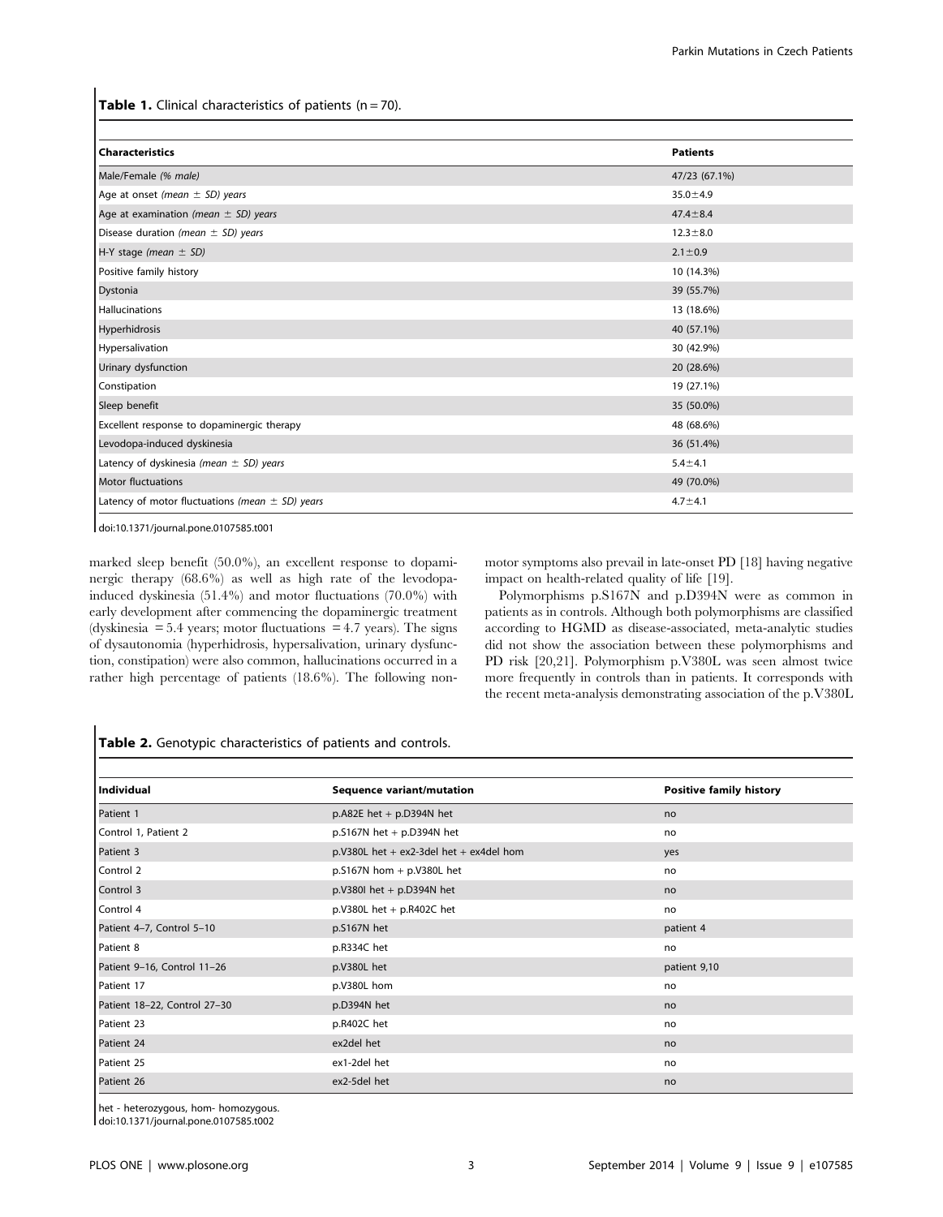**Table 1.** Clinical characteristics of patients (n = 70).

| Characteristics | Patients |
|---|---|
| Male/Female *(% male)* | 47/23 (67.1%) |
| Age at onset *(mean ± SD) years* | 35.0±4.9 |
| Age at examination *(mean ± SD) years* | 47.4±8.4 |
| Disease duration *(mean ± SD) years* | 12.3±8.0 |
| H-Y stage *(mean ± SD)* | 2.1±0.9 |
| Positive family history | 10 (14.3%) |
| Dystonia | 39 (55.7%) |
| Hallucinations | 13 (18.6%) |
| Hyperhidrosis | 40 (57.1%) |
| Hypersalivation | 30 (42.9%) |
| Urinary dysfunction | 20 (28.6%) |
| Constipation | 19 (27.1%) |
| Sleep benefit | 35 (50.0%) |
| Excellent response to dopaminergic therapy | 48 (68.6%) |
| Levodopa-induced dyskinesia | 36 (51.4%) |
| Latency of dyskinesia *(mean ± SD) years* | 5.4±4.1 |
| Motor fluctuations | 49 (70.0%) |
| Latency of motor fluctuations *(mean ± SD) years* | 4.7±4.1 |

doi:10.1371/journal.pone.0107585.t001

marked sleep benefit (50.0%), an excellent response to dopaminergic therapy (68.6%) as well as high rate of the levodopa-induced dyskinesia (51.4%) and motor fluctuations (70.0%) with early development after commencing the dopaminergic treatment (dyskinesia = 5.4 years; motor fluctuations = 4.7 years). The signs of dysautonomia (hyperhidrosis, hypersalivation, urinary dysfunction, constipation) were also common, hallucinations occurred in a rather high percentage of patients (18.6%). The following non-motor symptoms also prevail in late-onset PD [18] having negative impact on health-related quality of life [19].

Polymorphisms p.S167N and p.D394N were as common in patients as in controls. Although both polymorphisms are classified according to HGMD as disease-associated, meta-analytic studies did not show the association between these polymorphisms and PD risk [20,21]. Polymorphism p.V380L was seen almost twice more frequently in controls than in patients. It corresponds with the recent meta-analysis demonstrating association of the p.V380L

**Table 2.** Genotypic characteristics of patients and controls.

| Individual | Sequence variant/mutation | Positive family history |
|---|---|---|
| Patient 1 | p.A82E het + p.D394N het | no |
| Control 1, Patient 2 | p.S167N het + p.D394N het | no |
| Patient 3 | p.V380L het + ex2-3del het + ex4del hom | yes |
| Control 2 | p.S167N hom + p.V380L het | no |
| Control 3 | p.V380I het + p.D394N het | no |
| Control 4 | p.V380L het + p.R402C het | no |
| Patient 4–7, Control 5–10 | p.S167N het | patient 4 |
| Patient 8 | p.R334C het | no |
| Patient 9–16, Control 11–26 | p.V380L het | patient 9,10 |
| Patient 17 | p.V380L hom | no |
| Patient 18–22, Control 27–30 | p.D394N het | no |
| Patient 23 | p.R402C het | no |
| Patient 24 | ex2del het | no |
| Patient 25 | ex1-2del het | no |
| Patient 26 | ex2-5del het | no |

het - heterozygous, hom- homozygous.
doi:10.1371/journal.pone.0107585.t002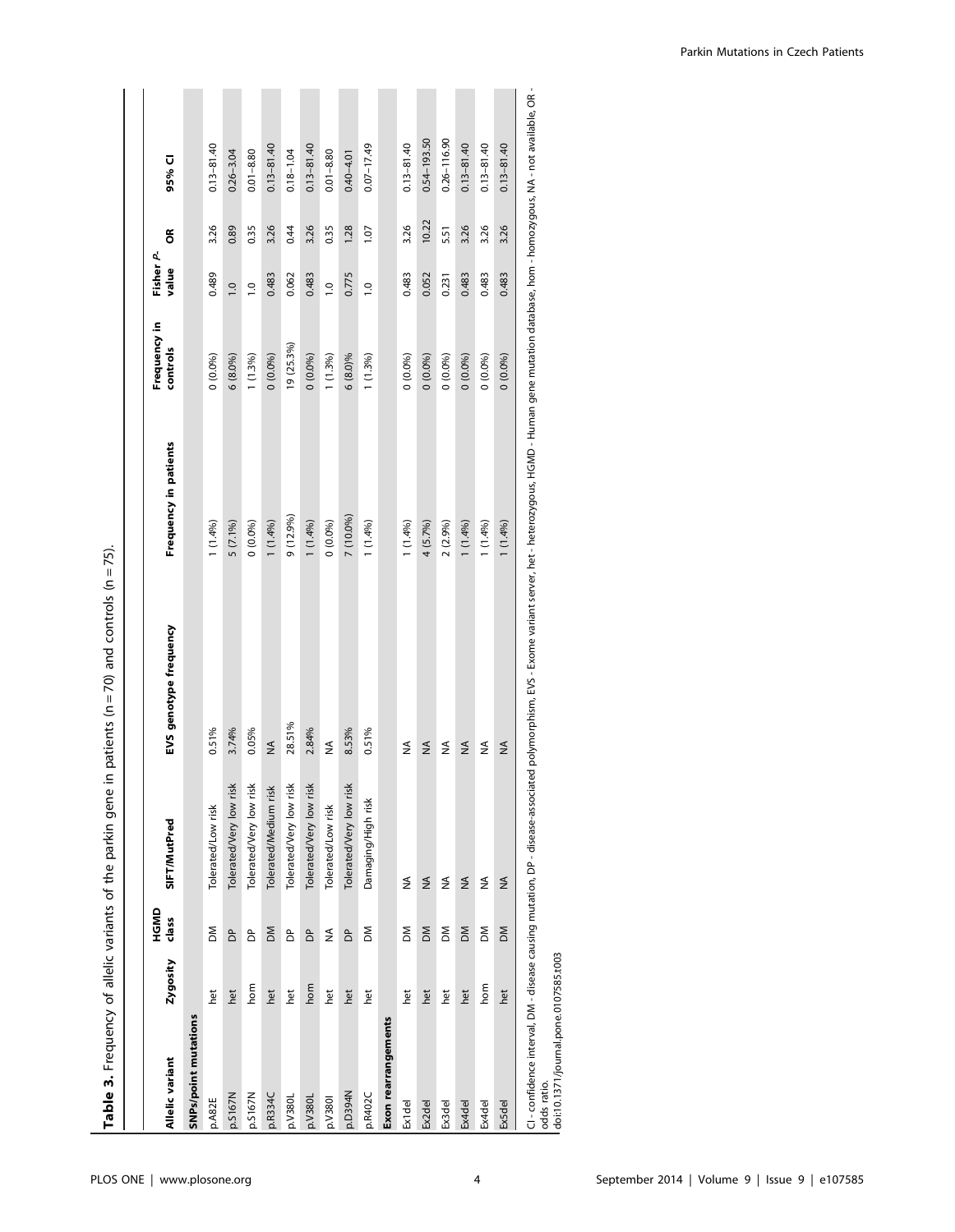**Table 3.** Frequency of allelic variants of the parkin gene in patients (n = 70) and controls (n = 75).

| Allelic variant | Zygosity | HGMD class | SIFT/MutPred | EVS genotype frequency | Frequency in patients | Frequency in controls | Fisher P-value | OR | 95% CI |
|---|---|---|---|---|---|---|---|---|---|
| **SNPs/point mutations** | | | | | | | | | |
| p.A82E | het | DM | Tolerated/Low risk | 0.51% | 1 (1.4%) | 0 (0.0%) | 0.489 | 3.26 | 0.13–81.40 |
| p.S167N | het | DP | Tolerated/Very low risk | 3.74% | 5 (7.1%) | 6 (8.0%) | 1.0 | 0.89 | 0.26–3.04 |
| p.S167N | hom | DP | Tolerated/Very low risk | 0.05% | 0 (0.0%) | 1 (1.3%) | 1.0 | 0.35 | 0.01–8.80 |
| p.R334C | het | DM | Tolerated/Medium risk | NA | 1 (1.4%) | 0 (0.0%) | 0.483 | 3.26 | 0.13–81.40 |
| p.V380L | het | DP | Tolerated/Very low risk | 28.51% | 9 (12.9%) | 19 (25.3%) | 0.062 | 0.44 | 0.18–1.04 |
| p.V380L | hom | DP | Tolerated/Very low risk | 2.84% | 1 (1.4%) | 0 (0.0%) | 0.483 | 3.26 | 0.13–81.40 |
| p.V380I | het | NA | Tolerated/Low risk | NA | 0 (0.0%) | 1 (1.3%) | 1.0 | 0.35 | 0.01–8.80 |
| p.D394N | het | DP | Tolerated/Very low risk | 8.53% | 7 (10.0%) | 6 (8.0%) | 0.775 | 1.28 | 0.40–4.01 |
| p.R402C | het | DM | Damaging/High risk | 0.51% | 1 (1.4%) | 1 (1.3%) | 1.0 | 1.07 | 0.07–17.49 |
| **Exon rearrangements** | | | | | | | | | |
| Ex1del | het | DM | NA | NA | 1 (1.4%) | 0 (0.0%) | 0.483 | 3.26 | 0.13–81.40 |
| Ex2del | het | DM | NA | NA | 4 (5.7%) | 0 (0.0%) | 0.052 | 10.22 | 0.54–193.50 |
| Ex3del | het | DM | NA | NA | 2 (2.9%) | 0 (0.0%) | 0.231 | 5.51 | 0.26–116.90 |
| Ex4del | het | DM | NA | NA | 1 (1.4%) | 0 (0.0%) | 0.483 | 3.26 | 0.13–81.40 |
| Ex4del | hom | DM | NA | NA | 1 (1.4%) | 0 (0.0%) | 0.483 | 3.26 | 0.13–81.40 |
| Ex5del | het | DM | NA | NA | 1 (1.4%) | 0 (0.0%) | 0.483 | 3.26 | 0.13–81.40 |

CI - confidence interval, DM - disease causing mutation, DP - disease-associated polymorphism, EVS - Exome variant server, het - heterozygous, HGMD - Human gene mutation database, hom - homozygous, NA - not available, OR - odds ratio.
doi:10.1371/journal.pone.0107585.t003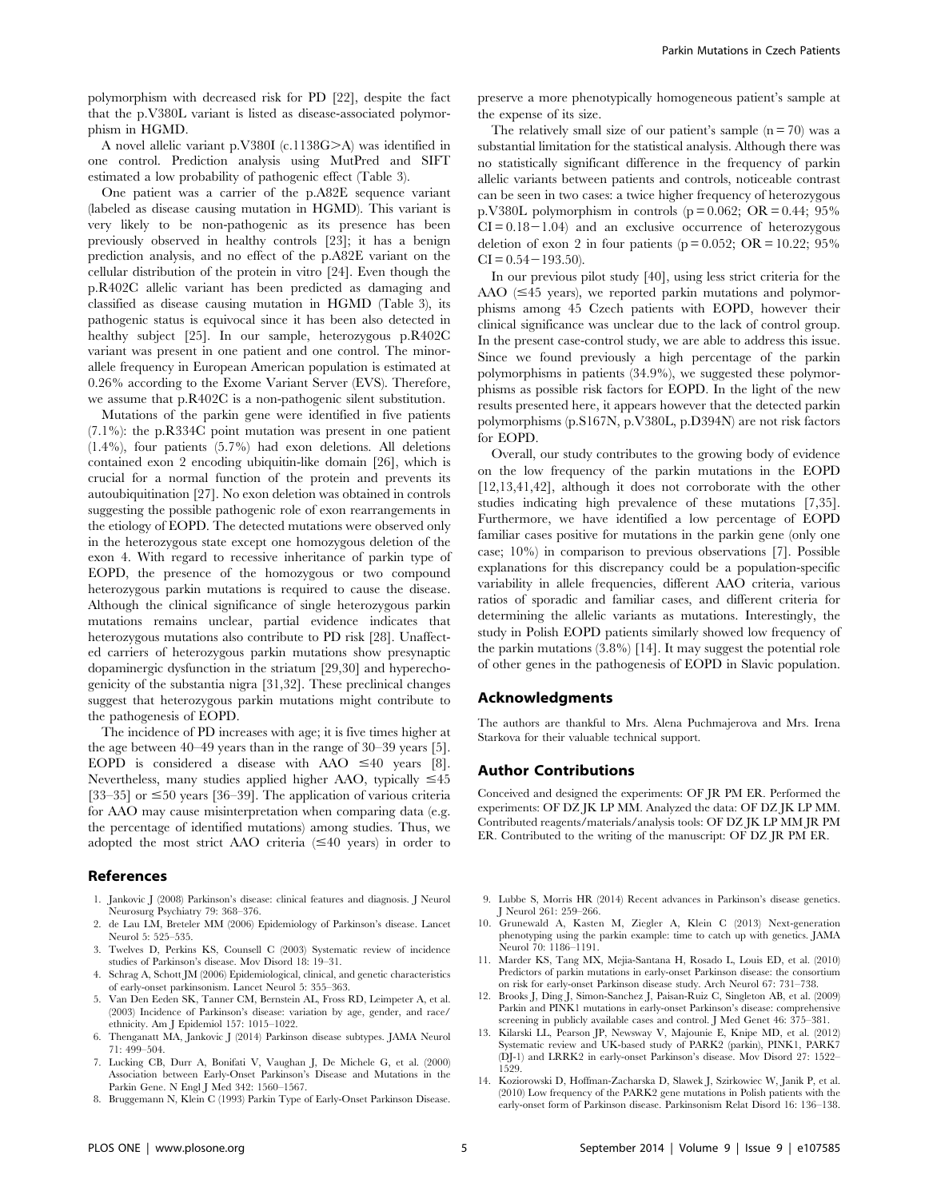polymorphism with decreased risk for PD [22], despite the fact that the p.V380L variant is listed as disease-associated polymorphism in HGMD.

A novel allelic variant p.V380I (c.1138G>A) was identified in one control. Prediction analysis using MutPred and SIFT estimated a low probability of pathogenic effect (Table 3).

One patient was a carrier of the p.A82E sequence variant (labeled as disease causing mutation in HGMD). This variant is very likely to be non-pathogenic as its presence has been previously observed in healthy controls [23]; it has a benign prediction analysis, and no effect of the p.A82E variant on the cellular distribution of the protein in vitro [24]. Even though the p.R402C allelic variant has been predicted as damaging and classified as disease causing mutation in HGMD (Table 3), its pathogenic status is equivocal since it has been also detected in healthy subject [25]. In our sample, heterozygous p.R402C variant was present in one patient and one control. The minor-allele frequency in European American population is estimated at 0.26% according to the Exome Variant Server (EVS). Therefore, we assume that p.R402C is a non-pathogenic silent substitution.

Mutations of the parkin gene were identified in five patients (7.1%): the p.R334C point mutation was present in one patient (1.4%), four patients (5.7%) had exon deletions. All deletions contained exon 2 encoding ubiquitin-like domain [26], which is crucial for a normal function of the protein and prevents its autoubiquitination [27]. No exon deletion was obtained in controls suggesting the possible pathogenic role of exon rearrangements in the etiology of EOPD. The detected mutations were observed only in the heterozygous state except one homozygous deletion of the exon 4. With regard to recessive inheritance of parkin type of EOPD, the presence of the homozygous or two compound heterozygous parkin mutations is required to cause the disease. Although the clinical significance of single heterozygous parkin mutations remains unclear, partial evidence indicates that heterozygous mutations also contribute to PD risk [28]. Unaffected carriers of heterozygous parkin mutations show presynaptic dopaminergic dysfunction in the striatum [29,30] and hyperechogenicity of the substantia nigra [31,32]. These preclinical changes suggest that heterozygous parkin mutations might contribute to the pathogenesis of EOPD.

The incidence of PD increases with age; it is five times higher at the age between 40–49 years than in the range of 30–39 years [5]. EOPD is considered a disease with AAO $\leq$40 years [8]. Nevertheless, many studies applied higher AAO, typically $\leq$45 [33–35] or $\leq$50 years [36–39]. The application of various criteria for AAO may cause misinterpretation when comparing data (e.g. the percentage of identified mutations) among studies. Thus, we adopted the most strict AAO criteria ($\leq$40 years) in order to preserve a more phenotypically homogeneous patient's sample at the expense of its size.

The relatively small size of our patient's sample ($n = 70$) was a substantial limitation for the statistical analysis. Although there was no statistically significant difference in the frequency of parkin allelic variants between patients and controls, noticeable contrast can be seen in two cases: a twice higher frequency of heterozygous p.V380L polymorphism in controls ($p = 0.062$; $OR = 0.44$; 95% $CI = 0.18-1.04$) and an exclusive occurrence of heterozygous deletion of exon 2 in four patients ($p = 0.052$; $OR = 10.22$; 95% $CI = 0.54-193.50$).

In our previous pilot study [40], using less strict criteria for the AAO ($\leq$45 years), we reported parkin mutations and polymorphisms among 45 Czech patients with EOPD, however their clinical significance was unclear due to the lack of control group. In the present case-control study, we are able to address this issue. Since we found previously a high percentage of the parkin polymorphisms in patients (34.9%), we suggested these polymorphisms as possible risk factors for EOPD. In the light of the new results presented here, it appears however that the detected parkin polymorphisms (p.S167N, p.V380L, p.D394N) are not risk factors for EOPD.

Overall, our study contributes to the growing body of evidence on the low frequency of the parkin mutations in the EOPD [12,13,41,42], although it does not corroborate with the other studies indicating high prevalence of these mutations [7,35]. Furthermore, we have identified a low percentage of EOPD familiar cases positive for mutations in the parkin gene (only one case; 10%) in comparison to previous observations [7]. Possible explanations for this discrepancy could be a population-specific variability in allele frequencies, different AAO criteria, various ratios of sporadic and familiar cases, and different criteria for determining the allelic variants as mutations. Interestingly, the study in Polish EOPD patients similarly showed low frequency of the parkin mutations (3.8%) [14]. It may suggest the potential role of other genes in the pathogenesis of EOPD in Slavic population.

## Acknowledgments

The authors are thankful to Mrs. Alena Puchmajerova and Mrs. Irena Starkova for their valuable technical support.

## Author Contributions

Conceived and designed the experiments: OF JR PM ER. Performed the experiments: OF DZ JK LP MM. Analyzed the data: OF DZ JK LP MM. Contributed reagents/materials/analysis tools: OF DZ JK LP MM JR PM ER. Contributed to the writing of the manuscript: OF DZ JR PM ER.

## References

1. Jankovic J (2008) Parkinson's disease: clinical features and diagnosis. J Neurol Neurosurg Psychiatry 79: 368–376.
2. de Lau LM, Breteler MM (2006) Epidemiology of Parkinson's disease. Lancet Neurol 5: 525–535.
3. Twelves D, Perkins KS, Counsell C (2003) Systematic review of incidence studies of Parkinson's disease. Mov Disord 18: 19–31.
4. Schrag A, Schott JM (2006) Epidemiological, clinical, and genetic characteristics of early-onset parkinsonism. Lancet Neurol 5: 355–363.
5. Van Den Eeden SK, Tanner CM, Bernstein AL, Fross RD, Leimpeter A, et al. (2003) Incidence of Parkinson's disease: variation by age, gender, and race/ethnicity. Am J Epidemiol 157: 1015–1022.
6. Thenganatt MA, Jankovic J (2014) Parkinson disease subtypes. JAMA Neurol 71: 499–504.
7. Lucking CB, Durr A, Bonifati V, Vaughan J, De Michele G, et al. (2000) Association between Early-Onset Parkinson's Disease and Mutations in the Parkin Gene. N Engl J Med 342: 1560–1567.
8. Bruggemann N, Klein C (1993) Parkin Type of Early-Onset Parkinson Disease.
9. Lubbe S, Morris HR (2014) Recent advances in Parkinson's disease genetics. J Neurol 261: 259–266.
10. Grunewald A, Kasten M, Ziegler A, Klein C (2013) Next-generation phenotyping using the parkin example: time to catch up with genetics. JAMA Neurol 70: 1186–1191.
11. Marder KS, Tang MX, Mejia-Santana H, Rosado L, Louis ED, et al. (2010) Predictors of parkin mutations in early-onset Parkinson disease: the consortium on risk for early-onset Parkinson disease study. Arch Neurol 67: 731–738.
12. Brooks J, Ding J, Simon-Sanchez J, Paisan-Ruiz C, Singleton AB, et al. (2009) Parkin and PINK1 mutations in early-onset Parkinson's disease: comprehensive screening in publicly available cases and control. J Med Genet 46: 375–381.
13. Kilarski LL, Pearson JP, Newsway V, Majounie E, Knipe MD, et al. (2012) Systematic review and UK-based study of PARK2 (parkin), PINK1, PARK7 (DJ-1) and LRRK2 in early-onset Parkinson's disease. Mov Disord 27: 1522–1529.
14. Koziorowski D, Hoffman-Zacharska D, Slawek J, Szirkowiec W, Janik P, et al. (2010) Low frequency of the PARK2 gene mutations in Polish patients with the early-onset form of Parkinson disease. Parkinsonism Relat Disord 16: 136–138.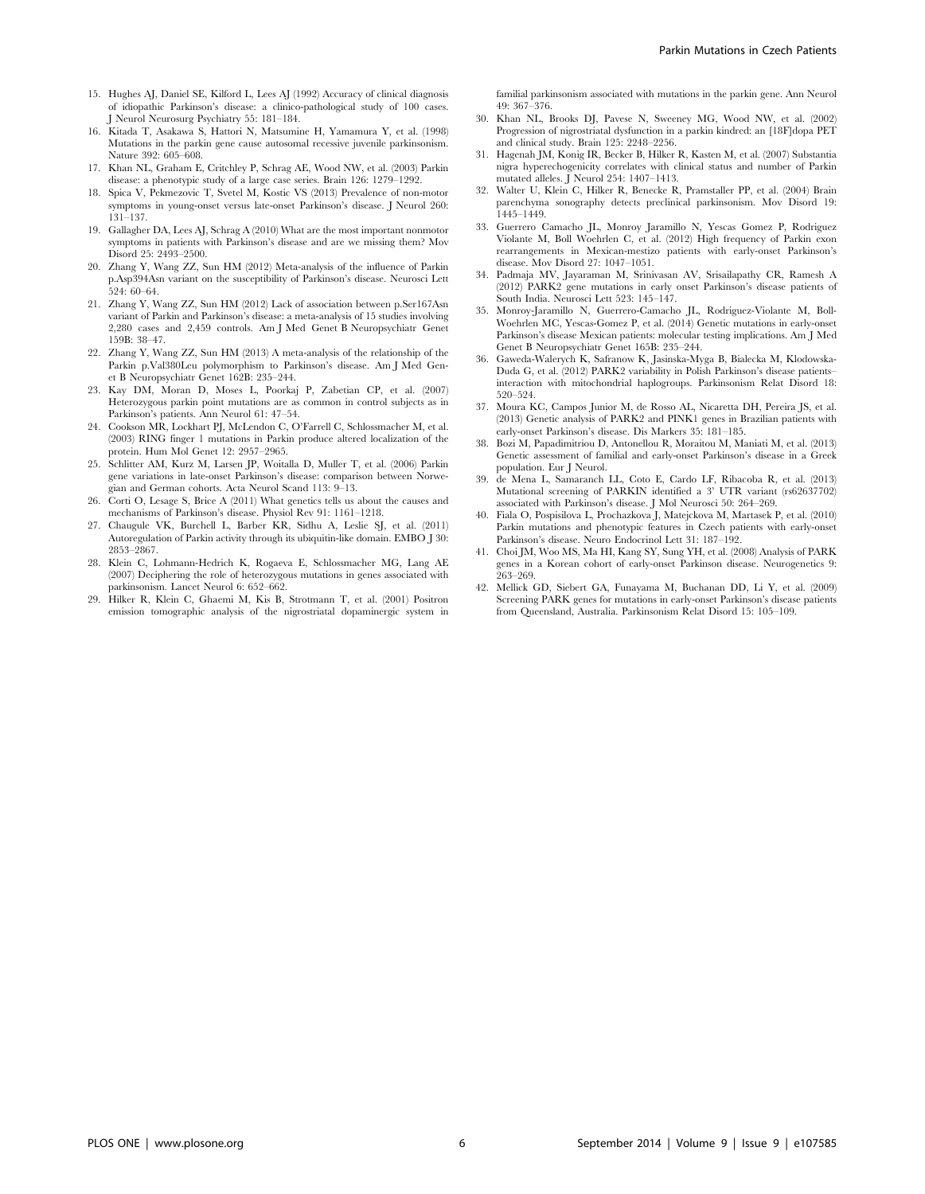15. Hughes AJ, Daniel SE, Kilford L, Lees AJ (1992) Accuracy of clinical diagnosis of idiopathic Parkinson's disease: a clinico-pathological study of 100 cases. J Neurol Neurosurg Psychiatry 55: 181–184.
16. Kitada T, Asakawa S, Hattori N, Matsumine H, Yamamura Y, et al. (1998) Mutations in the parkin gene cause autosomal recessive juvenile parkinsonism. Nature 392: 605–608.
17. Khan NL, Graham E, Critchley P, Schrag AE, Wood NW, et al. (2003) Parkin disease: a phenotypic study of a large case series. Brain 126: 1279–1292.
18. Spica V, Pekmezovic T, Svetel M, Kostic VS (2013) Prevalence of non-motor symptoms in young-onset versus late-onset Parkinson's disease. J Neurol 260: 131–137.
19. Gallagher DA, Lees AJ, Schrag A (2010) What are the most important nonmotor symptoms in patients with Parkinson's disease and are we missing them? Mov Disord 25: 2493–2500.
20. Zhang Y, Wang ZZ, Sun HM (2012) Meta-analysis of the influence of Parkin p.Asp394Asn variant on the susceptibility of Parkinson's disease. Neurosci Lett 524: 60–64.
21. Zhang Y, Wang ZZ, Sun HM (2012) Lack of association between p.Ser167Asn variant of Parkin and Parkinson's disease: a meta-analysis of 15 studies involving 2,280 cases and 2,459 controls. Am J Med Genet B Neuropsychiatr Genet 159B: 38–47.
22. Zhang Y, Wang ZZ, Sun HM (2013) A meta-analysis of the relationship of the Parkin p.Val380Leu polymorphism to Parkinson's disease. Am J Med Genet B Neuropsychiatr Genet 162B: 235–244.
23. Kay DM, Moran D, Moses L, Poorkaj P, Zabetian CP, et al. (2007) Heterozygous parkin point mutations are as common in control subjects as in Parkinson's patients. Ann Neurol 61: 47–54.
24. Cookson MR, Lockhart PJ, McLendon C, O'Farrell C, Schlossmacher M, et al. (2003) RING finger 1 mutations in Parkin produce altered localization of the protein. Hum Mol Genet 12: 2957–2965.
25. Schlitter AM, Kurz M, Larsen JP, Woitalla D, Muller T, et al. (2006) Parkin gene variations in late-onset Parkinson's disease: comparison between Norwegian and German cohorts. Acta Neurol Scand 113: 9–13.
26. Corti O, Lesage S, Brice A (2011) What genetics tells us about the causes and mechanisms of Parkinson's disease. Physiol Rev 91: 1161–1218.
27. Chaugule VK, Burchell L, Barber KR, Sidhu A, Leslie SJ, et al. (2011) Autoregulation of Parkin activity through its ubiquitin-like domain. EMBO J 30: 2853–2867.
28. Klein C, Lohmann-Hedrich K, Rogaeva E, Schlossmacher MG, Lang AE (2007) Deciphering the role of heterozygous mutations in genes associated with parkinsonism. Lancet Neurol 6: 652–662.
29. Hilker R, Klein C, Ghaemi M, Kis B, Strotmann T, et al. (2001) Positron emission tomographic analysis of the nigrostriatal dopaminergic system in familial parkinsonism associated with mutations in the parkin gene. Ann Neurol 49: 367–376.
30. Khan NL, Brooks DJ, Pavese N, Sweeney MG, Wood NW, et al. (2002) Progression of nigrostriatal dysfunction in a parkin kindred: an [18F]dopa PET and clinical study. Brain 125: 2248–2256.
31. Hagenah JM, Konig IR, Becker B, Hilker R, Kasten M, et al. (2007) Substantia nigra hyperechogenicity correlates with clinical status and number of Parkin mutated alleles. J Neurol 254: 1407–1413.
32. Walter U, Klein C, Hilker R, Benecke R, Pramstaller PP, et al. (2004) Brain parenchyma sonography detects preclinical parkinsonism. Mov Disord 19: 1445–1449.
33. Guerrero Camacho JL, Monroy Jaramillo N, Yescas Gomez P, Rodriguez Violante M, Boll Woehrlen C, et al. (2012) High frequency of Parkin exon rearrangements in Mexican-mestizo patients with early-onset Parkinson's disease. Mov Disord 27: 1047–1051.
34. Padmaja MV, Jayaraman M, Srinivasan AV, Srisailapathy CR, Ramesh A (2012) PARK2 gene mutations in early onset Parkinson's disease patients of South India. Neurosci Lett 523: 145–147.
35. Monroy-Jaramillo N, Guerrero-Camacho JL, Rodriguez-Violante M, Boll-Woehrlen MC, Yescas-Gomez P, et al. (2014) Genetic mutations in early-onset Parkinson's disease Mexican patients: molecular testing implications. Am J Med Genet B Neuropsychiatr Genet 165B: 235–244.
36. Gaweda-Walerych K, Safranow K, Jasinska-Myga B, Bialecka M, Klodowska-Duda G, et al. (2012) PARK2 variability in Polish Parkinson's disease patients–interaction with mitochondrial haplogroups. Parkinsonism Relat Disord 18: 520–524.
37. Moura KC, Campos Junior M, de Rosso AL, Nicaretta DH, Pereira JS, et al. (2013) Genetic analysis of PARK2 and PINK1 genes in Brazilian patients with early-onset Parkinson's disease. Dis Markers 35: 181–185.
38. Bozi M, Papadimitriou D, Antonellou R, Moraitou M, Maniati M, et al. (2013) Genetic assessment of familial and early-onset Parkinson's disease in a Greek population. Eur J Neurol.
39. de Mena L, Samaranch LL, Coto E, Cardo LF, Ribacoba R, et al. (2013) Mutational screening of PARKIN identified a 3' UTR variant (rs62637702) associated with Parkinson's disease. J Mol Neurosci 50: 264–269.
40. Fiala O, Pospisilova L, Prochazkova J, Matejckova M, Martasek P, et al. (2010) Parkin mutations and phenotypic features in Czech patients with early-onset Parkinson's disease. Neuro Endocrinol Lett 31: 187–192.
41. Choi JM, Woo MS, Ma HI, Kang SY, Sung YH, et al. (2008) Analysis of PARK genes in a Korean cohort of early-onset Parkinson disease. Neurogenetics 9: 263–269.
42. Mellick GD, Siebert GA, Funayama M, Buchanan DD, Li Y, et al. (2009) Screening PARK genes for mutations in early-onset Parkinson's disease patients from Queensland, Australia. Parkinsonism Relat Disord 15: 105–109.